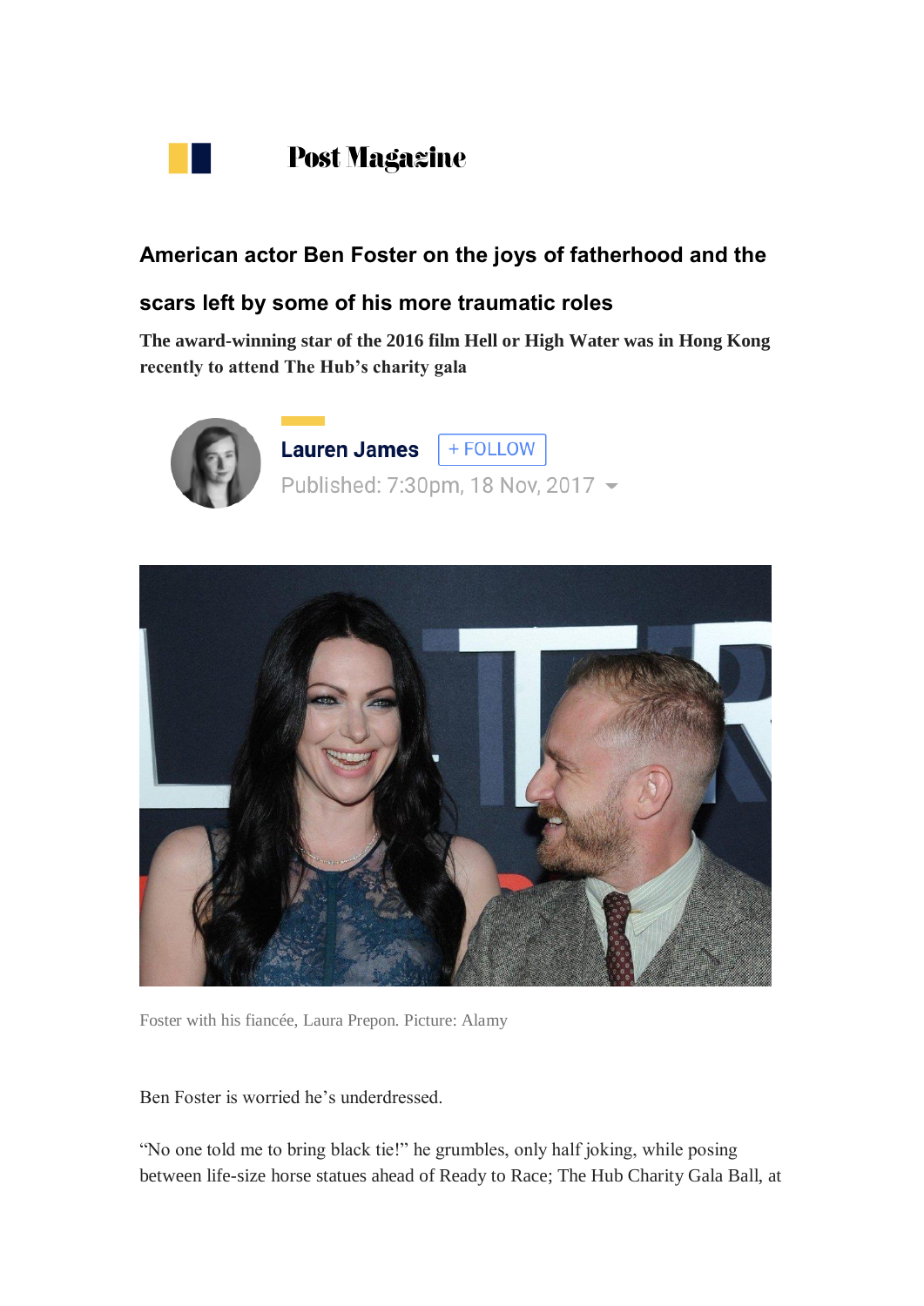Post Magazine

# American actor Ben Foster on the joys of fatherhood and the scars left by some of his more traumatic roles

**The award-winning star of the 2016 film Hell or High Water was in Hong Kong recently to attend The Hub's charity gala**

Lauren James + FOLLOW

Published: 7:30pm, 18 Nov, 2017

Foster with his fiancée, Laura Prepon. Picture: Alamy

Ben Foster is worried he's underdressed.

"No one told me to bring black tie!" he grumbles, only half joking, while posing between life-size horse statues ahead of Ready to Race; The Hub Charity Gala Ball, at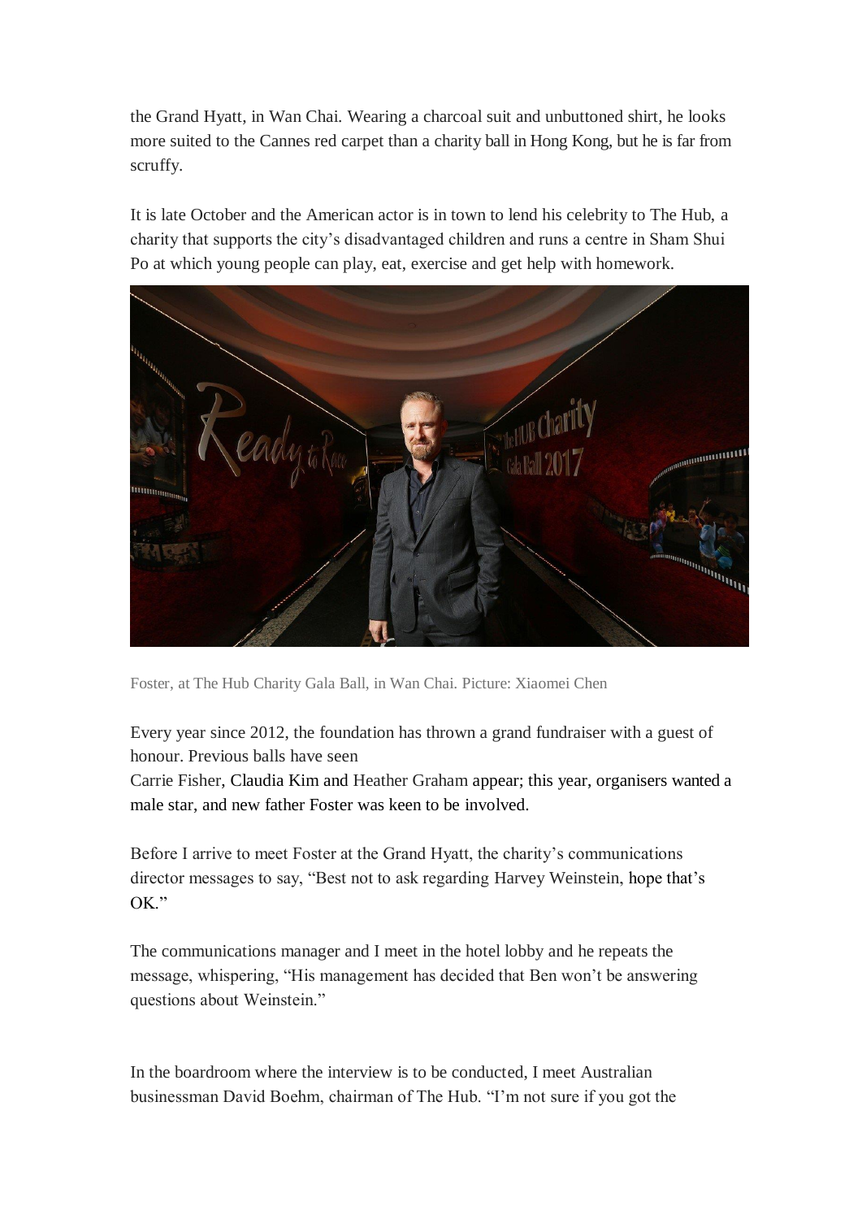the Grand Hyatt, in Wan Chai. Wearing a charcoal suit and unbuttoned shirt, he looks more suited to the Cannes red carpet than a charity ball in Hong Kong, but he is far from scruffy.

It is late October and the American actor is in town to lend his celebrity to The Hub, a charity that supports the city's disadvantaged children and runs a centre in Sham Shui Po at which young people can play, eat, exercise and get help with homework.

Foster, at The Hub Charity Gala Ball, in Wan Chai. Picture: Xiaomei Chen

Every year since 2012, the foundation has thrown a grand fundraiser with a guest of honour. Previous balls have seen Carrie Fisher, Claudia Kim and Heather Graham appear; this year, organisers wanted a male star, and new father Foster was keen to be involved.

Before I arrive to meet Foster at the Grand Hyatt, the charity's communications director messages to say, "Best not to ask regarding Harvey Weinstein, hope that's OK."

The communications manager and I meet in the hotel lobby and he repeats the message, whispering, "His management has decided that Ben won't be answering questions about Weinstein."

In the boardroom where the interview is to be conducted, I meet Australian businessman David Boehm, chairman of The Hub. "I'm not sure if you got the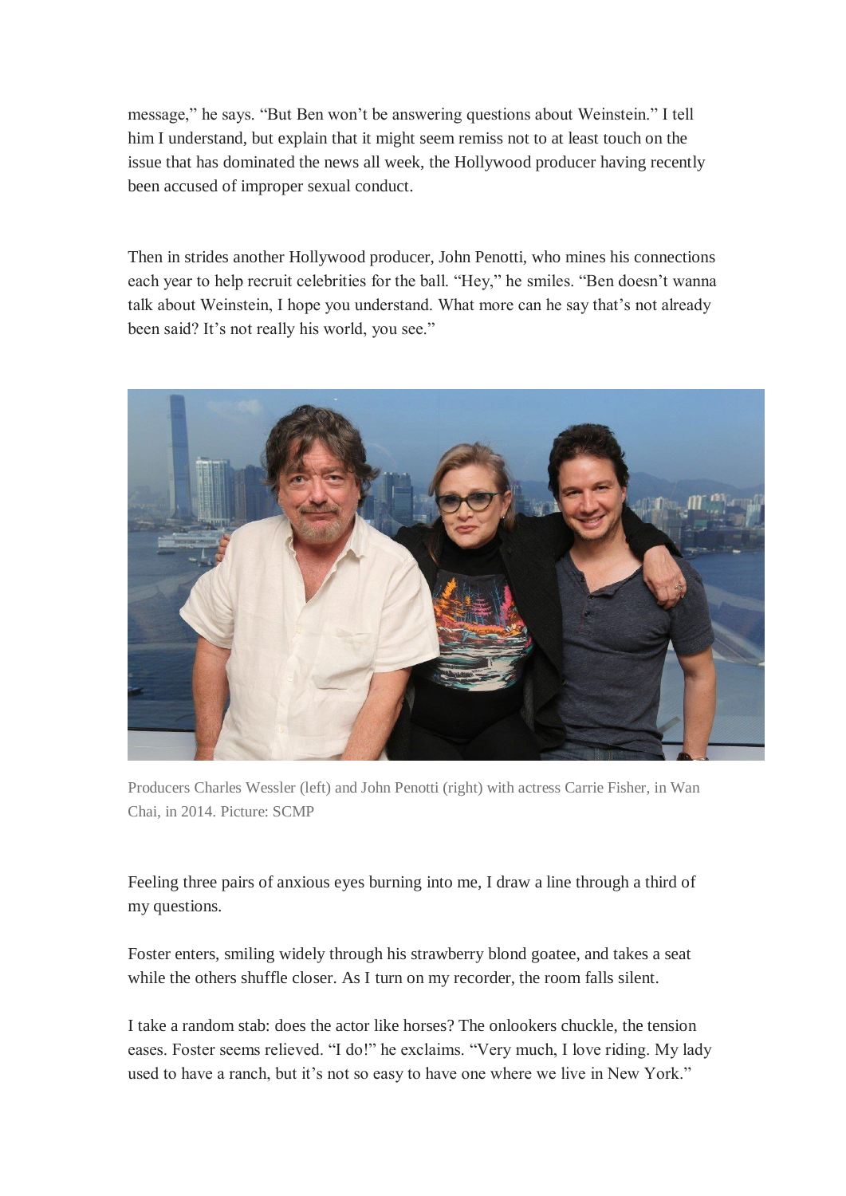message," he says. "But Ben won't be answering questions about Weinstein." I tell him I understand, but explain that it might seem remiss not to at least touch on the issue that has dominated the news all week, the Hollywood producer having recently been accused of improper sexual conduct.

Then in strides another Hollywood producer, John Penotti, who mines his connections each year to help recruit celebrities for the ball. "Hey," he smiles. "Ben doesn't wanna talk about Weinstein, I hope you understand. What more can he say that's not already been said? It's not really his world, you see."

Producers Charles Wessler (left) and John Penotti (right) with actress Carrie Fisher, in Wan Chai, in 2014. Picture: SCMP

Feeling three pairs of anxious eyes burning into me, I draw a line through a third of my questions.

Foster enters, smiling widely through his strawberry blond goatee, and takes a seat while the others shuffle closer. As I turn on my recorder, the room falls silent.

I take a random stab: does the actor like horses? The onlookers chuckle, the tension eases. Foster seems relieved. "I do!" he exclaims. "Very much, I love riding. My lady used to have a ranch, but it's not so easy to have one where we live in New York."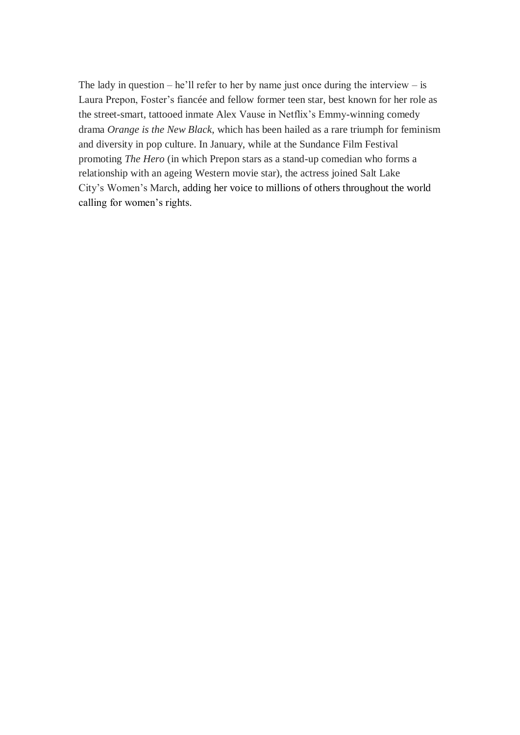The lady in question – he'll refer to her by name just once during the interview – is Laura Prepon, Foster's fiancée and fellow former teen star, best known for her role as the street-smart, tattooed inmate Alex Vause in Netflix's Emmy-winning comedy drama *Orange is the New Black*, which has been hailed as a rare triumph for feminism and diversity in pop culture. In January, while at the Sundance Film Festival promoting *The Hero* (in which Prepon stars as a stand-up comedian who forms a relationship with an ageing Western movie star), the actress joined Salt Lake City's Women's March, adding her voice to millions of others throughout the world calling for women's rights.